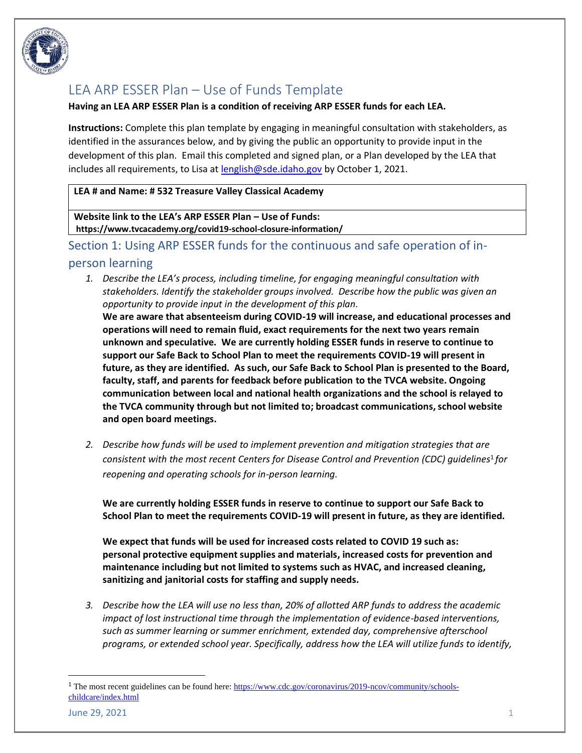# LEA ARP ESSER Plan – Use of Funds Template

**Having an LEA ARP ESSER Plan is a condition of receiving ARP ESSER funds for each LEA.**

**Instructions:** Complete this plan template by engaging in meaningful consultation with stakeholders, as identified in the assurances below, and by giving the public an opportunity to provide input in the development of this plan. Email this completed and signed plan, or a Plan developed by the LEA that includes all requirements, to Lisa at lenglish@sde.idaho.gov by October 1, 2021.

| **LEA # and Name: # 532 Treasure Valley Classical Academy** |
|---|
| **Website link to the LEA's ARP ESSER Plan – Use of Funds:** **https://www.tvcacademy.org/covid19-school-closure-information/** |

## Section 1: Using ARP ESSER funds for the continuous and safe operation of in-person learning

1. *Describe the LEA's process, including timeline, for engaging meaningful consultation with stakeholders. Identify the stakeholder groups involved. Describe how the public was given an opportunity to provide input in the development of this plan.*
   **We are aware that absenteeism during COVID-19 will increase, and educational processes and operations will need to remain fluid, exact requirements for the next two years remain unknown and speculative. We are currently holding ESSER funds in reserve to continue to support our Safe Back to School Plan to meet the requirements COVID-19 will present in future, as they are identified. As such, our Safe Back to School Plan is presented to the Board, faculty, staff, and parents for feedback before publication to the TVCA website. Ongoing communication between local and national health organizations and the school is relayed to the TVCA community through but not limited to; broadcast communications, school website and open board meetings.**

2. *Describe how funds will be used to implement prevention and mitigation strategies that are consistent with the most recent Centers for Disease Control and Prevention (CDC) guidelines[1] for reopening and operating schools for in-person learning.*

   **We are currently holding ESSER funds in reserve to continue to support our Safe Back to School Plan to meet the requirements COVID-19 will present in future, as they are identified.**

   **We expect that funds will be used for increased costs related to COVID 19 such as: personal protective equipment supplies and materials, increased costs for prevention and maintenance including but not limited to systems such as HVAC, and increased cleaning, sanitizing and janitorial costs for staffing and supply needs.**

3. *Describe how the LEA will use no less than, 20% of allotted ARP funds to address the academic impact of lost instructional time through the implementation of evidence-based interventions, such as summer learning or summer enrichment, extended day, comprehensive afterschool programs, or extended school year. Specifically, address how the LEA will utilize funds to identify,*

[1] The most recent guidelines can be found here: https://www.cdc.gov/coronavirus/2019-ncov/community/schools-childcare/index.html

June 29, 2021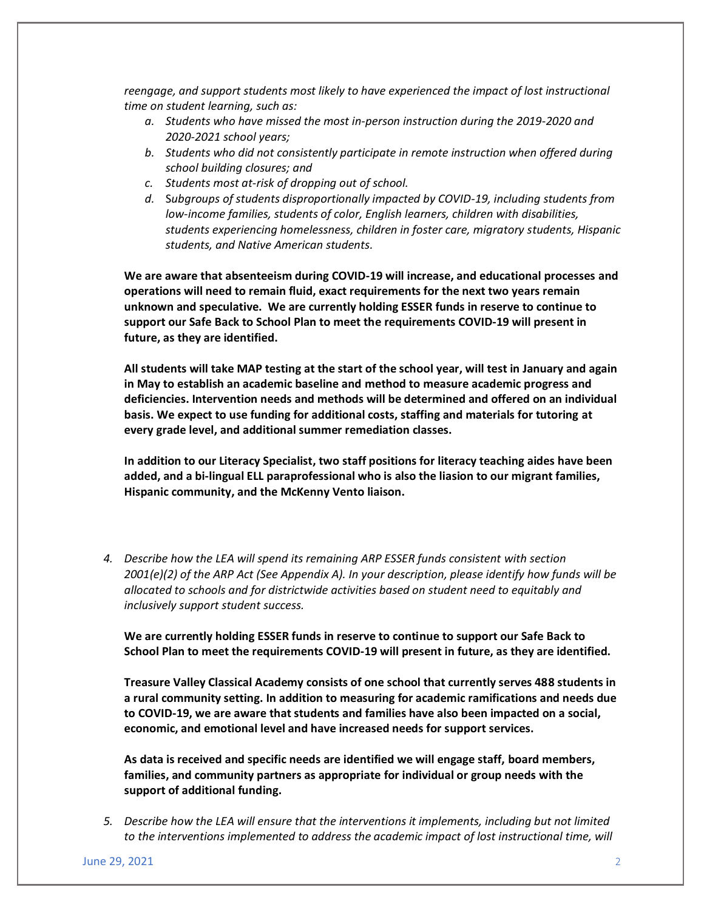*reengage, and support students most likely to have experienced the impact of lost instructional time on student learning, such as:*

*a. Students who have missed the most in-person instruction during the 2019-2020 and 2020-2021 school years;*

*b. Students who did not consistently participate in remote instruction when offered during school building closures; and*

*c. Students most at-risk of dropping out of school.*

*d. Subgroups of students disproportionally impacted by COVID-19, including students from low-income families, students of color, English learners, children with disabilities, students experiencing homelessness, children in foster care, migratory students, Hispanic students, and Native American students.*

**We are aware that absenteeism during COVID-19 will increase, and educational processes and operations will need to remain fluid, exact requirements for the next two years remain unknown and speculative. We are currently holding ESSER funds in reserve to continue to support our Safe Back to School Plan to meet the requirements COVID-19 will present in future, as they are identified.**

**All students will take MAP testing at the start of the school year, will test in January and again in May to establish an academic baseline and method to measure academic progress and deficiencies. Intervention needs and methods will be determined and offered on an individual basis. We expect to use funding for additional costs, staffing and materials for tutoring at every grade level, and additional summer remediation classes.**

**In addition to our Literacy Specialist, two staff positions for literacy teaching aides have been added, and a bi-lingual ELL paraprofessional who is also the liasion to our migrant families, Hispanic community, and the McKenny Vento liaison.**

4. *Describe how the LEA will spend its remaining ARP ESSER funds consistent with section 2001(e)(2) of the ARP Act (See Appendix A). In your description, please identify how funds will be allocated to schools and for districtwide activities based on student need to equitably and inclusively support student success.*

**We are currently holding ESSER funds in reserve to continue to support our Safe Back to School Plan to meet the requirements COVID-19 will present in future, as they are identified.**

**Treasure Valley Classical Academy consists of one school that currently serves 488 students in a rural community setting. In addition to measuring for academic ramifications and needs due to COVID-19, we are aware that students and families have also been impacted on a social, economic, and emotional level and have increased needs for support services.**

**As data is received and specific needs are identified we will engage staff, board members, families, and community partners as appropriate for individual or group needs with the support of additional funding.**

5. *Describe how the LEA will ensure that the interventions it implements, including but not limited to the interventions implemented to address the academic impact of lost instructional time, will*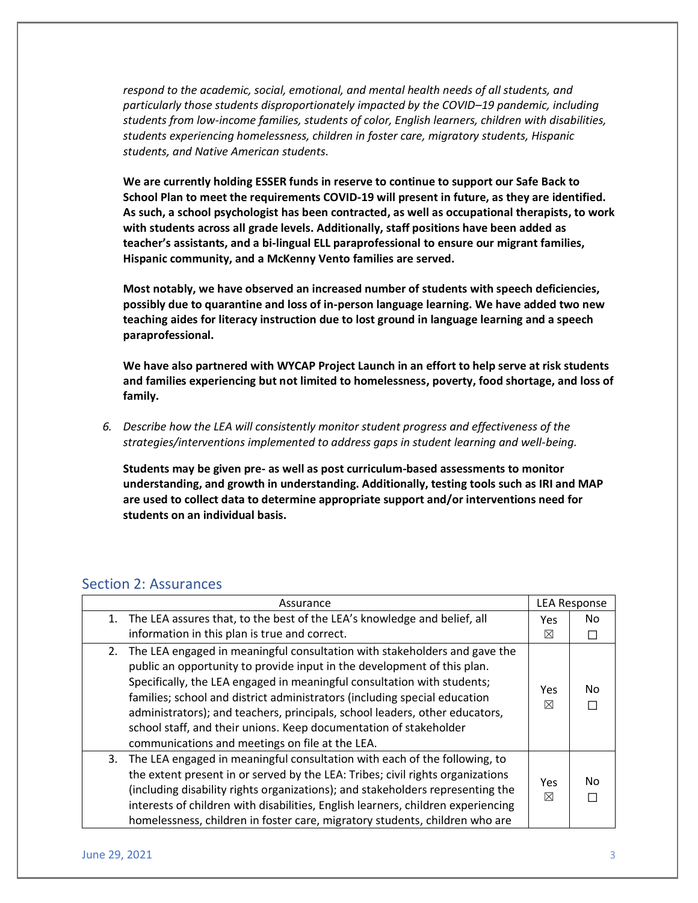*respond to the academic, social, emotional, and mental health needs of all students, and particularly those students disproportionately impacted by the COVID–19 pandemic, including students from low-income families, students of color, English learners, children with disabilities, students experiencing homelessness, children in foster care, migratory students, Hispanic students, and Native American students.*

**We are currently holding ESSER funds in reserve to continue to support our Safe Back to School Plan to meet the requirements COVID-19 will present in future, as they are identified. As such, a school psychologist has been contracted, as well as occupational therapists, to work with students across all grade levels. Additionally, staff positions have been added as teacher's assistants, and a bi-lingual ELL paraprofessional to ensure our migrant families, Hispanic community, and a McKenny Vento families are served.**

**Most notably, we have observed an increased number of students with speech deficiencies, possibly due to quarantine and loss of in-person language learning. We have added two new teaching aides for literacy instruction due to lost ground in language learning and a speech paraprofessional.**

**We have also partnered with WYCAP Project Launch in an effort to help serve at risk students and families experiencing but not limited to homelessness, poverty, food shortage, and loss of family.**

6. *Describe how the LEA will consistently monitor student progress and effectiveness of the strategies/interventions implemented to address gaps in student learning and well-being.*

   **Students may be given pre- as well as post curriculum-based assessments to monitor understanding, and growth in understanding. Additionally, testing tools such as IRI and MAP are used to collect data to determine appropriate support and/or interventions need for students on an individual basis.**

## Section 2: Assurances

| Assurance | LEA Response | |
|---|---|---|
| 1. The LEA assures that, to the best of the LEA's knowledge and belief, all information in this plan is true and correct. | Yes ☒ | No ☐ |
| 2. The LEA engaged in meaningful consultation with stakeholders and gave the public an opportunity to provide input in the development of this plan. Specifically, the LEA engaged in meaningful consultation with students; families; school and district administrators (including special education administrators); and teachers, principals, school leaders, other educators, school staff, and their unions. Keep documentation of stakeholder communications and meetings on file at the LEA. | Yes ☒ | No ☐ |
| 3. The LEA engaged in meaningful consultation with each of the following, to the extent present in or served by the LEA: Tribes; civil rights organizations (including disability rights organizations); and stakeholders representing the interests of children with disabilities, English learners, children experiencing homelessness, children in foster care, migratory students, children who are | Yes ☒ | No ☐ |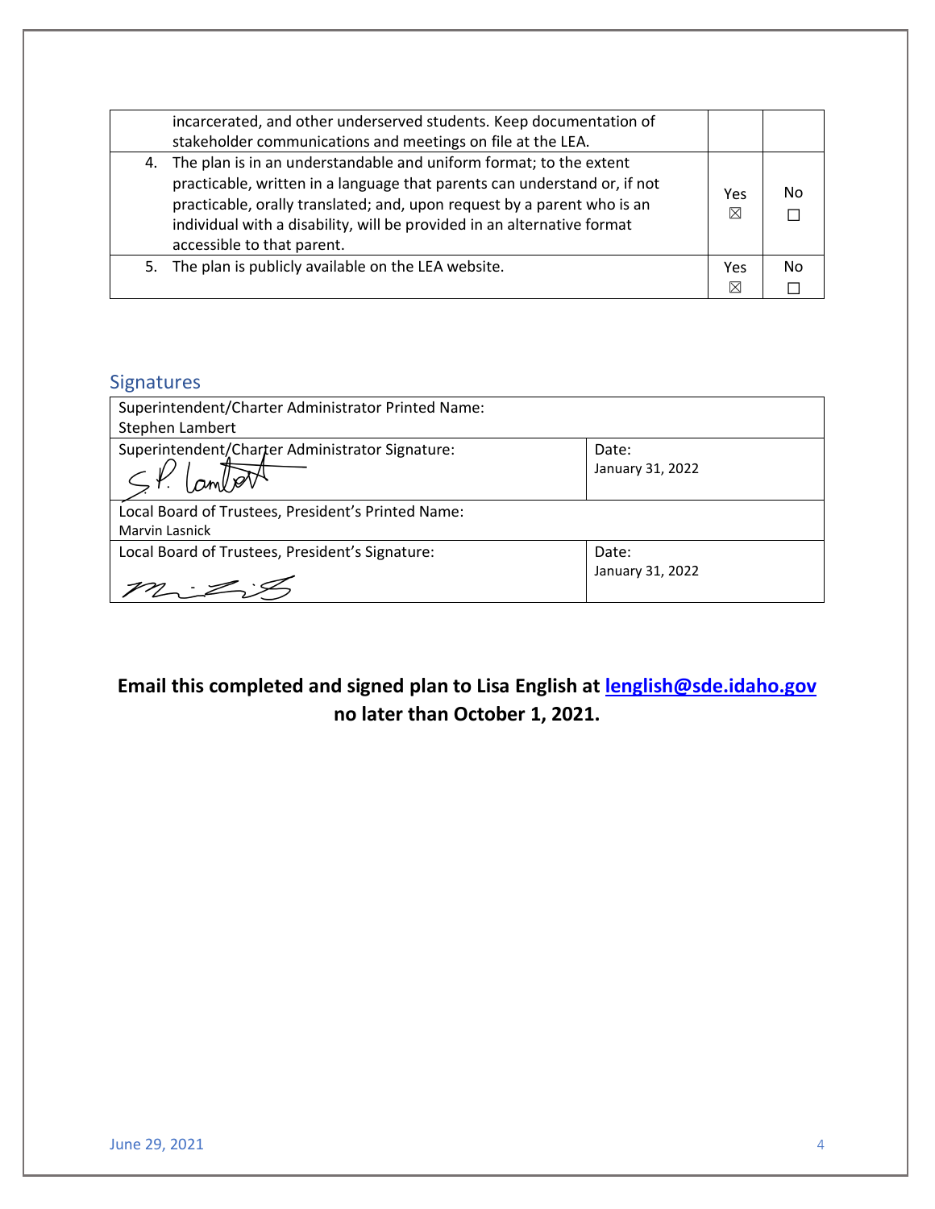| | | |
|---|---|---|
| incarcerated, and other underserved students. Keep documentation of stakeholder communications and meetings on file at the LEA. | | |
| 4. The plan is in an understandable and uniform format; to the extent practicable, written in a language that parents can understand or, if not practicable, orally translated; and, upon request by a parent who is an individual with a disability, will be provided in an alternative format accessible to that parent. | Yes ☒ | No ☐ |
| 5. The plan is publicly available on the LEA website. | Yes ☒ | No ☐ |

## Signatures

| | |
|---|---|
| Superintendent/Charter Administrator Printed Name:<br>Stephen Lambert | |
| Superintendent/Charter Administrator Signature:<br>S.P. Lambert | Date:<br>January 31, 2022 |
| Local Board of Trustees, President's Printed Name:<br>Marvin Lasnick | |
| Local Board of Trustees, President's Signature: | Date:<br>January 31, 2022 |

**Email this completed and signed plan to Lisa English at lenglish@sde.idaho.gov no later than October 1, 2021.**